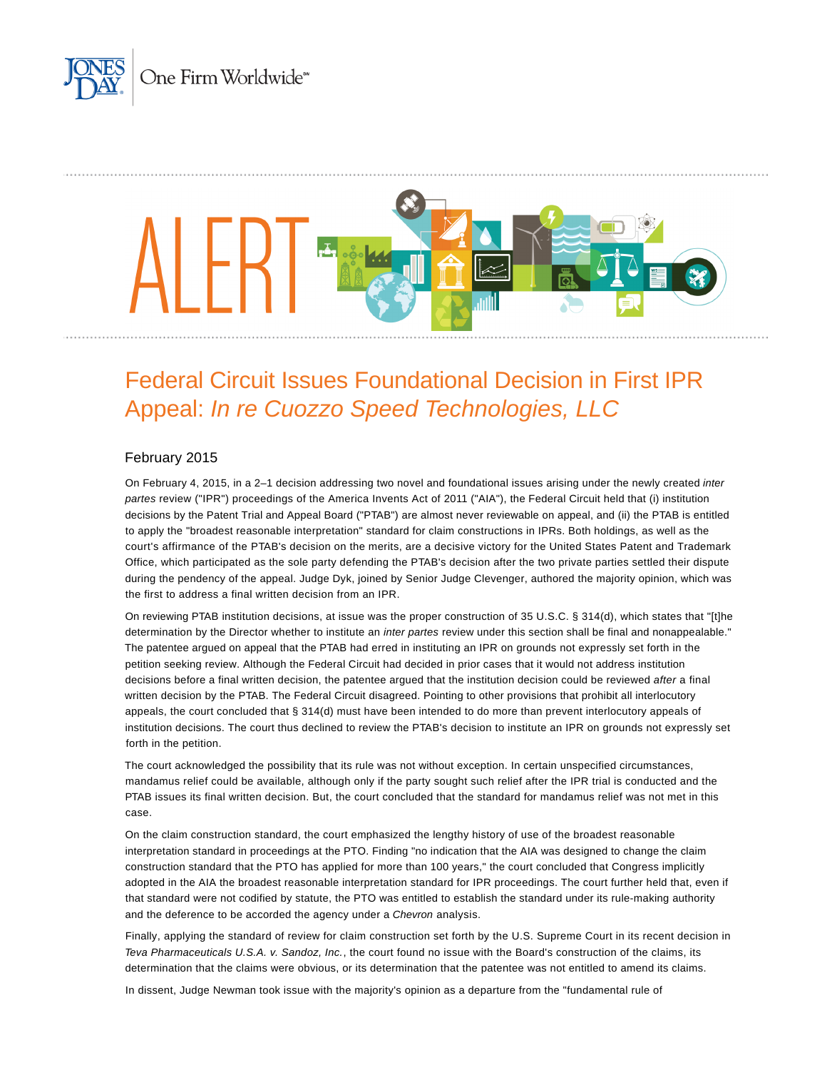# Federal Circuit Issues Foundational Decision in First IPR Appeal: *In re Cuozzo Speed Technologies, LLC*

February 2015

On February 4, 2015, in a 2–1 decision addressing two novel and foundational issues arising under the newly created *inter partes* review ("IPR") proceedings of the America Invents Act of 2011 ("AIA"), the Federal Circuit held that (i) institution decisions by the Patent Trial and Appeal Board ("PTAB") are almost never reviewable on appeal, and (ii) the PTAB is entitled to apply the "broadest reasonable interpretation" standard for claim constructions in IPRs. Both holdings, as well as the court's affirmance of the PTAB's decision on the merits, are a decisive victory for the United States Patent and Trademark Office, which participated as the sole party defending the PTAB's decision after the two private parties settled their dispute during the pendency of the appeal. Judge Dyk, joined by Senior Judge Clevenger, authored the majority opinion, which was the first to address a final written decision from an IPR.

On reviewing PTAB institution decisions, at issue was the proper construction of 35 U.S.C. § 314(d), which states that "[t]he determination by the Director whether to institute an *inter partes* review under this section shall be final and nonappealable." The patentee argued on appeal that the PTAB had erred in instituting an IPR on grounds not expressly set forth in the petition seeking review. Although the Federal Circuit had decided in prior cases that it would not address institution decisions before a final written decision, the patentee argued that the institution decision could be reviewed *after* a final written decision by the PTAB. The Federal Circuit disagreed. Pointing to other provisions that prohibit all interlocutory appeals, the court concluded that § 314(d) must have been intended to do more than prevent interlocutory appeals of institution decisions. The court thus declined to review the PTAB's decision to institute an IPR on grounds not expressly set forth in the petition.

The court acknowledged the possibility that its rule was not without exception. In certain unspecified circumstances, mandamus relief could be available, although only if the party sought such relief after the IPR trial is conducted and the PTAB issues its final written decision. But, the court concluded that the standard for mandamus relief was not met in this case.

On the claim construction standard, the court emphasized the lengthy history of use of the broadest reasonable interpretation standard in proceedings at the PTO. Finding "no indication that the AIA was designed to change the claim construction standard that the PTO has applied for more than 100 years," the court concluded that Congress implicitly adopted in the AIA the broadest reasonable interpretation standard for IPR proceedings. The court further held that, even if that standard were not codified by statute, the PTO was entitled to establish the standard under its rule-making authority and the deference to be accorded the agency under a *Chevron* analysis.

Finally, applying the standard of review for claim construction set forth by the U.S. Supreme Court in its recent decision in *Teva Pharmaceuticals U.S.A. v. Sandoz, Inc.*, the court found no issue with the Board's construction of the claims, its determination that the claims were obvious, or its determination that the patentee was not entitled to amend its claims.

In dissent, Judge Newman took issue with the majority's opinion as a departure from the "fundamental rule of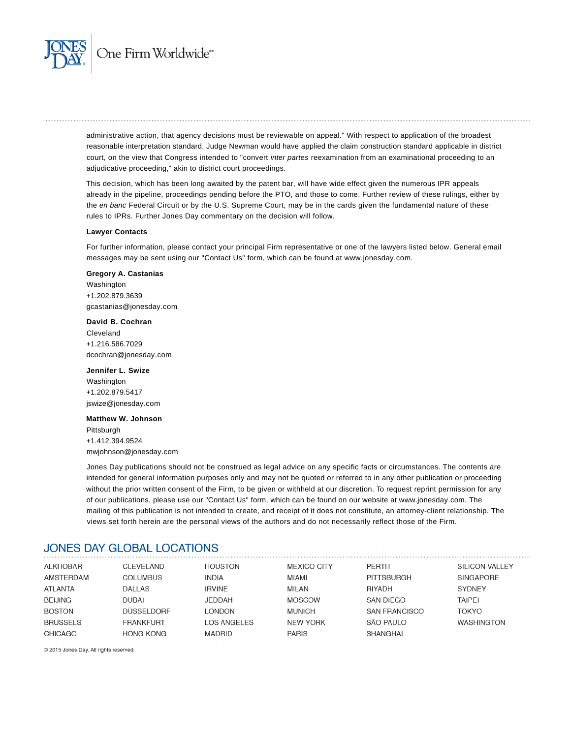administrative action, that agency decisions must be reviewable on appeal." With respect to application of the broadest reasonable interpretation standard, Judge Newman would have applied the claim construction standard applicable in district court, on the view that Congress intended to "convert *inter partes* reexamination from an examinational proceeding to an adjudicative proceeding," akin to district court proceedings.

This decision, which has been long awaited by the patent bar, will have wide effect given the numerous IPR appeals already in the pipeline, proceedings pending before the PTO, and those to come. Further review of these rulings, either by the *en banc* Federal Circuit or by the U.S. Supreme Court, may be in the cards given the fundamental nature of these rules to IPRs. Further Jones Day commentary on the decision will follow.

**Lawyer Contacts**

For further information, please contact your principal Firm representative or one of the lawyers listed below. General email messages may be sent using our "Contact Us" form, which can be found at www.jonesday.com.

**Gregory A. Castanias**
Washington
+1.202.879.3639
gcastanias@jonesday.com

**David B. Cochran**
Cleveland
+1.216.586.7029
dcochran@jonesday.com

**Jennifer L. Swize**
Washington
+1.202.879.5417
jswize@jonesday.com

**Matthew W. Johnson**
Pittsburgh
+1.412.394.9524
mwjohnson@jonesday.com

Jones Day publications should not be construed as legal advice on any specific facts or circumstances. The contents are intended for general information purposes only and may not be quoted or referred to in any other publication or proceeding without the prior written consent of the Firm, to be given or withheld at our discretion. To request reprint permission for any of our publications, please use our "Contact Us" form, which can be found on our website at www.jonesday.com. The mailing of this publication is not intended to create, and receipt of it does not constitute, an attorney-client relationship. The views set forth herein are the personal views of the authors and do not necessarily reflect those of the Firm.

## JONES DAY GLOBAL LOCATIONS

| | | | | | |
|---|---|---|---|---|---|
| ALKHOBAR | CLEVELAND | HOUSTON | MEXICO CITY | PERTH | SILICON VALLEY |
| AMSTERDAM | COLUMBUS | INDIA | MIAMI | PITTSBURGH | SINGAPORE |
| ATLANTA | DALLAS | IRVINE | MILAN | RIYADH | SYDNEY |
| BEIJING | DUBAI | JEDDAH | MOSCOW | SAN DIEGO | TAIPEI |
| BOSTON | DÜSSELDORF | LONDON | MUNICH | SAN FRANCISCO | TOKYO |
| BRUSSELS | FRANKFURT | LOS ANGELES | NEW YORK | SÃO PAULO | WASHINGTON |
| CHICAGO | HONG KONG | MADRID | PARIS | SHANGHAI | |

© 2015 Jones Day. All rights reserved.